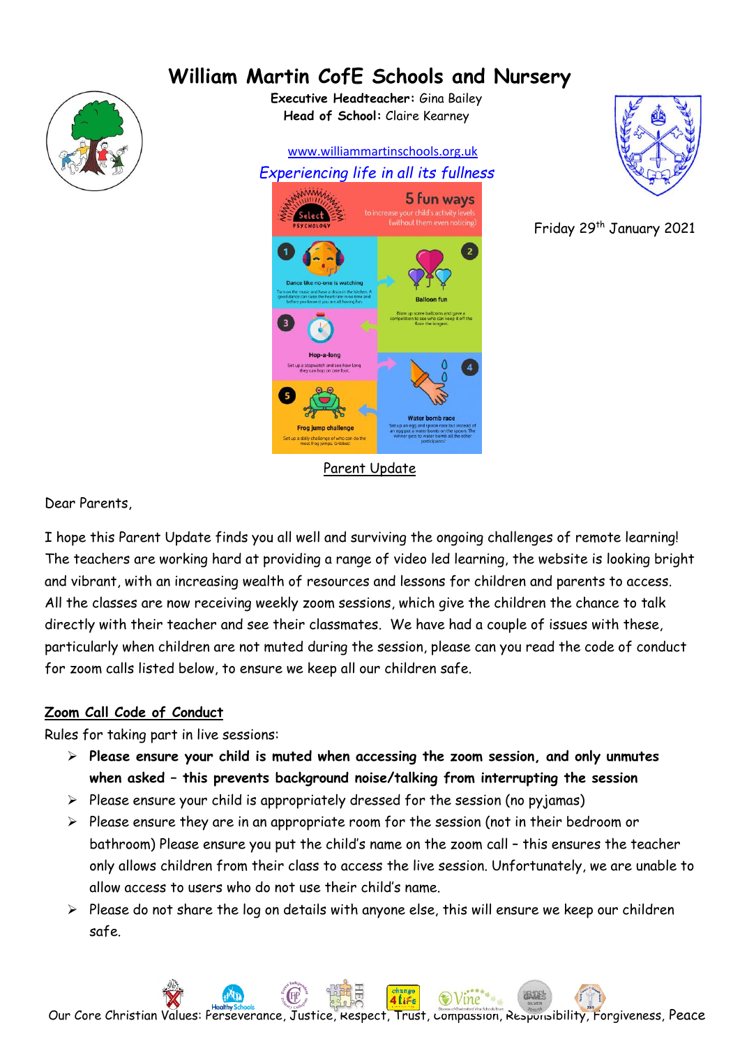# William Martin CofE Schools and Nursery

**Executive Headteacher:** Gina Bailey
**Head of School:** Claire Kearney

www.williammartinschools.org.uk

*Experiencing life in all its fullness*

Friday 29th January 2021

Parent Update

Dear Parents,

I hope this Parent Update finds you all well and surviving the ongoing challenges of remote learning! The teachers are working hard at providing a range of video led learning, the website is looking bright and vibrant, with an increasing wealth of resources and lessons for children and parents to access. All the classes are now receiving weekly zoom sessions, which give the children the chance to talk directly with their teacher and see their classmates. We have had a couple of issues with these, particularly when children are not muted during the session, please can you read the code of conduct for zoom calls listed below, to ensure we keep all our children safe.

## Zoom Call Code of Conduct

Rules for taking part in live sessions:

- **Please ensure your child is muted when accessing the zoom session, and only unmutes when asked – this prevents background noise/talking from interrupting the session**
- Please ensure your child is appropriately dressed for the session (no pyjamas)
- Please ensure they are in an appropriate room for the session (not in their bedroom or bathroom) Please ensure you put the child's name on the zoom call – this ensures the teacher only allows children from their class to access the live session. Unfortunately, we are unable to allow access to users who do not use their child's name.
- Please do not share the log on details with anyone else, this will ensure we keep our children safe.

Our Core Christian Values: Perseverance, Justice, Respect, Trust, Compassion, Responsibility, Forgiveness, Peace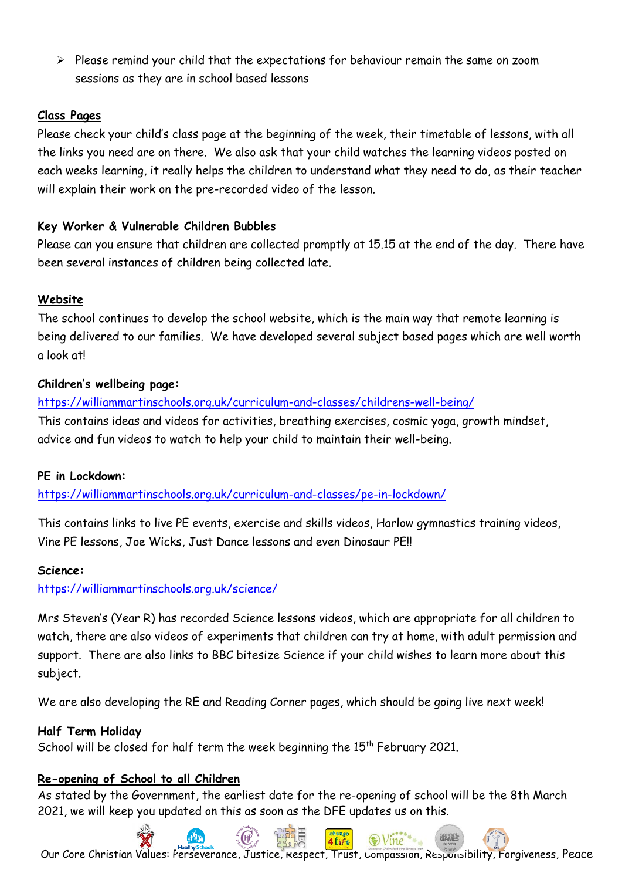- Please remind your child that the expectations for behaviour remain the same on zoom sessions as they are in school based lessons

**Class Pages**

Please check your child's class page at the beginning of the week, their timetable of lessons, with all the links you need are on there. We also ask that your child watches the learning videos posted on each weeks learning, it really helps the children to understand what they need to do, as their teacher will explain their work on the pre-recorded video of the lesson.

**Key Worker & Vulnerable Children Bubbles**

Please can you ensure that children are collected promptly at 15.15 at the end of the day. There have been several instances of children being collected late.

**Website**

The school continues to develop the school website, which is the main way that remote learning is being delivered to our families. We have developed several subject based pages which are well worth a look at!

**Children's wellbeing page:**

https://williammartinschools.org.uk/curriculum-and-classes/childrens-well-being/

This contains ideas and videos for activities, breathing exercises, cosmic yoga, growth mindset, advice and fun videos to watch to help your child to maintain their well-being.

**PE in Lockdown:**

https://williammartinschools.org.uk/curriculum-and-classes/pe-in-lockdown/

This contains links to live PE events, exercise and skills videos, Harlow gymnastics training videos, Vine PE lessons, Joe Wicks, Just Dance lessons and even Dinosaur PE!!

**Science:**

https://williammartinschools.org.uk/science/

Mrs Steven's (Year R) has recorded Science lessons videos, which are appropriate for all children to watch, there are also videos of experiments that children can try at home, with adult permission and support. There are also links to BBC bitesize Science if your child wishes to learn more about this subject.

We are also developing the RE and Reading Corner pages, which should be going live next week!

**Half Term Holiday**

School will be closed for half term the week beginning the 15th February 2021.

**Re-opening of School to all Children**

As stated by the Government, the earliest date for the re-opening of school will be the 8th March 2021, we will keep you updated on this as soon as the DFE updates us on this.

Our Core Christian Values: Perseverance, Justice, Respect, Trust, Compassion, Responsibility, Forgiveness, Peace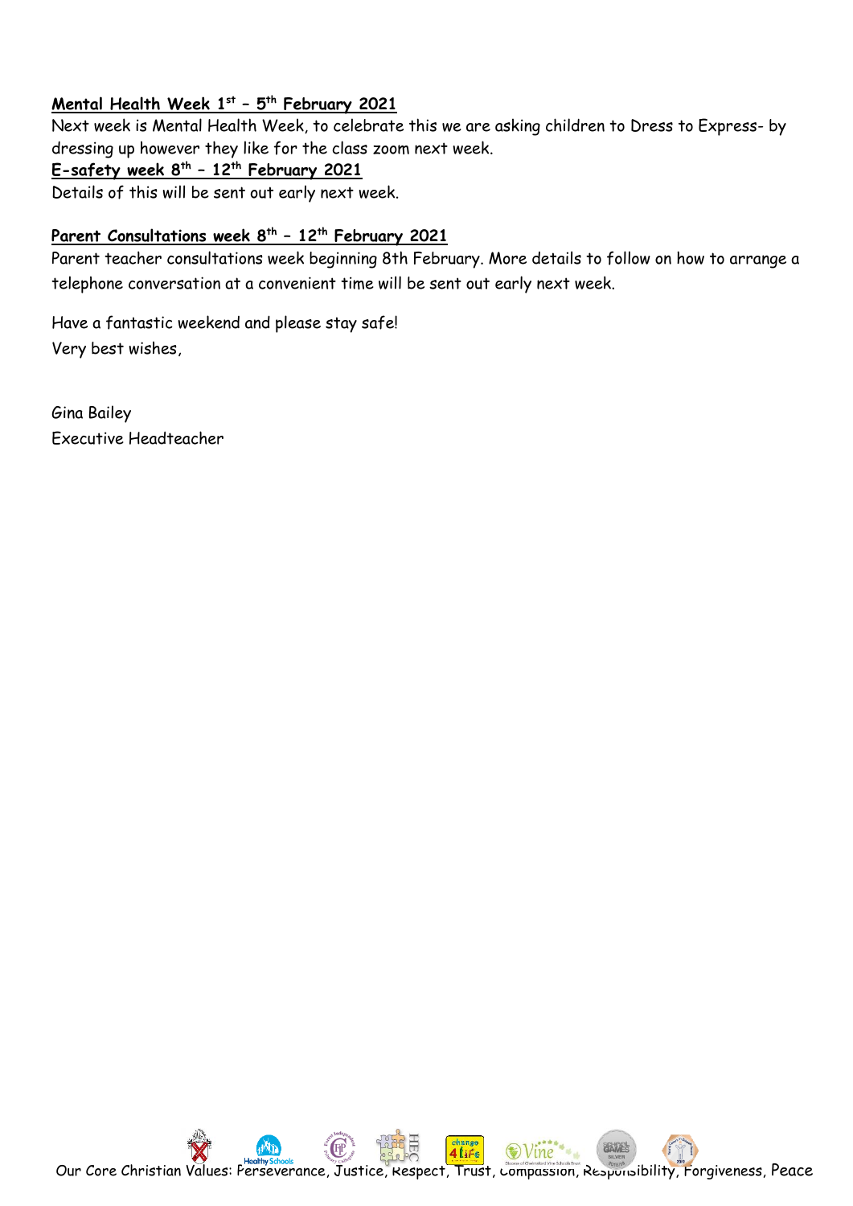**Mental Health Week 1st – 5th February 2021**

Next week is Mental Health Week, to celebrate this we are asking children to Dress to Express- by dressing up however they like for the class zoom next week.

**E-safety week 8th – 12th February 2021**

Details of this will be sent out early next week.

**Parent Consultations week 8th – 12th February 2021**

Parent teacher consultations week beginning 8th February. More details to follow on how to arrange a telephone conversation at a convenient time will be sent out early next week.

Have a fantastic weekend and please stay safe!

Very best wishes,

Gina Bailey

Executive Headteacher